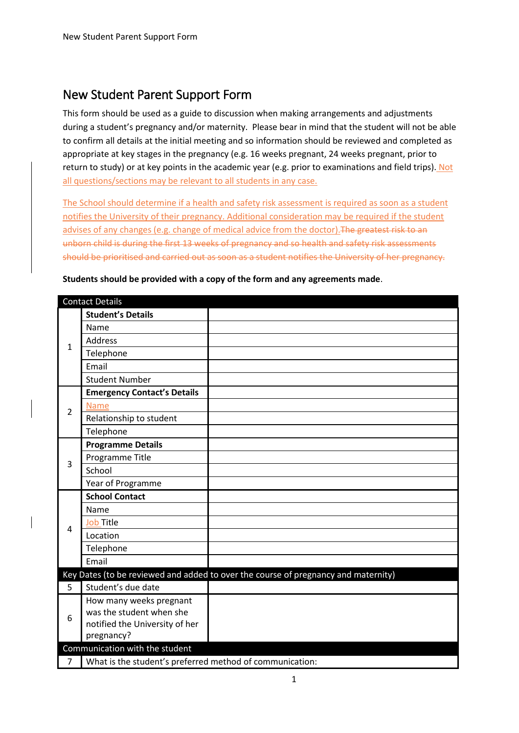# New Student Parent Support Form

This form should be used as a guide to discussion when making arrangements and adjustments during a student's pregnancy and/or maternity. Please bear in mind that the student will not be able to confirm all details at the initial meeting and so information should be reviewed and completed as appropriate at key stages in the pregnancy (e.g. 16 weeks pregnant, 24 weeks pregnant, prior to return to study) or at key points in the academic year (e.g. prior to examinations and field trips). Not all questions/sections may be relevant to all students in any case.

The School should determine if a health and safety risk assessment is required as soon as a student notifies the University of their pregnancy. Additional consideration may be required if the student advises of any changes (e.g. change of medical advice from the doctor).~~The greatest risk to an unborn child is during the first 13 weeks of pregnancy and so health and safety risk assessments should be prioritised and carried out as soon as a student notifies the University of her pregnancy.~~

**Students should be provided with a copy of the form and any agreements made**.

| Contact Details | | |
|---|---|---|
| 1 | **Student's Details** | |
| | Name | |
| | Address | |
| | Telephone | |
| | Email | |
| | Student Number | |
| 2 | **Emergency Contact's Details** | |
| | Name | |
| | Relationship to student | |
| | Telephone | |
| 3 | **Programme Details** | |
| | Programme Title | |
| | School | |
| | Year of Programme | |
| 4 | **School Contact** | |
| | Name | |
| | Job Title | |
| | Location | |
| | Telephone | |
| | Email | |
| **Key Dates (to be reviewed and added to over the course of pregnancy and maternity)** | | |
| 5 | Student's due date | |
| 6 | How many weeks pregnant was the student when she notified the University of her pregnancy? | |
| **Communication with the student** | | |
| 7 | What is the student's preferred method of communication: | |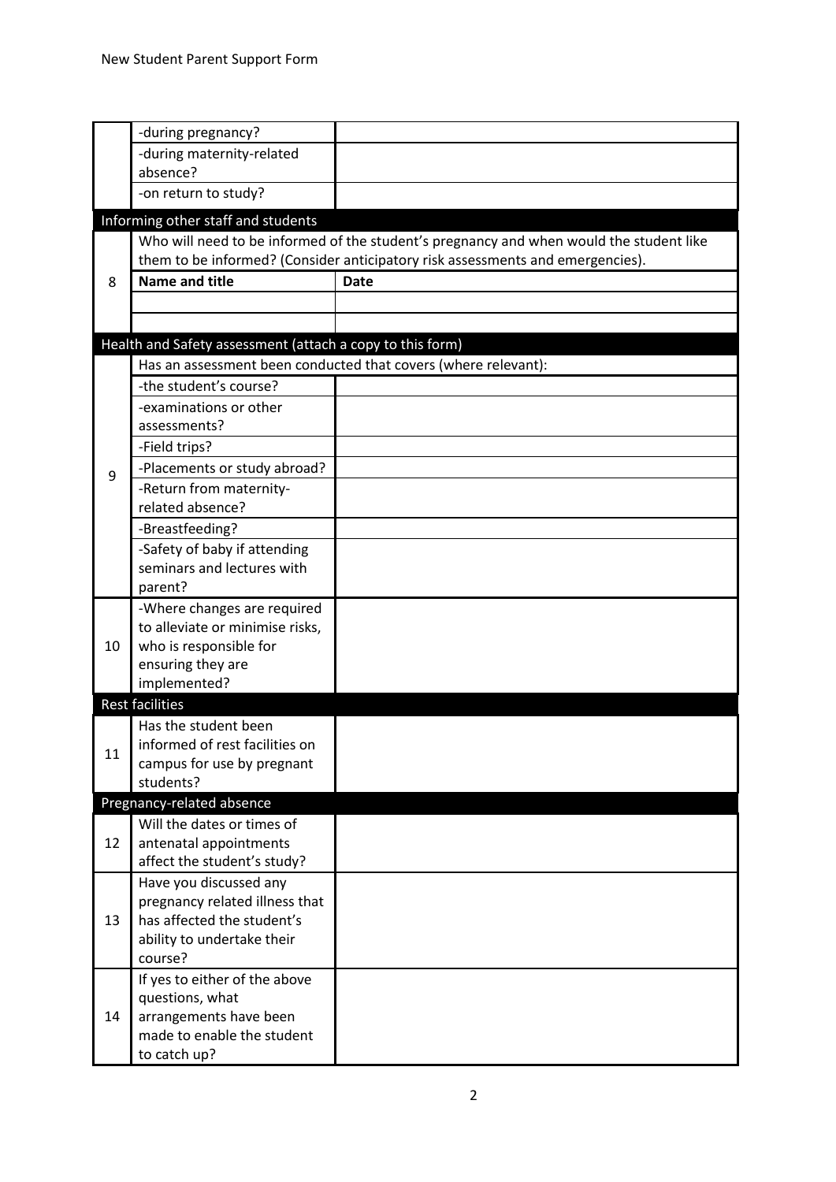| | | |
|---|---|---|
| | -during pregnancy? | |
| | -during maternity-related absence? | |
| | -on return to study? | |
| **Informing other staff and students** | | |
| 8 | Who will need to be informed of the student's pregnancy and when would the student like them to be informed? (Consider anticipatory risk assessments and emergencies). | |
| | **Name and title** | **Date** |
| | | |
| | | |
| **Health and Safety assessment (attach a copy to this form)** | | |
| 9 | Has an assessment been conducted that covers (where relevant): | |
| | -the student's course? | |
| | -examinations or other assessments? | |
| | -Field trips? | |
| | -Placements or study abroad? | |
| | -Return from maternity-related absence? | |
| | -Breastfeeding? | |
| | -Safety of baby if attending seminars and lectures with parent? | |
| 10 | -Where changes are required to alleviate or minimise risks, who is responsible for ensuring they are implemented? | |
| **Rest facilities** | | |
| 11 | Has the student been informed of rest facilities on campus for use by pregnant students? | |
| **Pregnancy-related absence** | | |
| 12 | Will the dates or times of antenatal appointments affect the student's study? | |
| 13 | Have you discussed any pregnancy related illness that has affected the student's ability to undertake their course? | |
| 14 | If yes to either of the above questions, what arrangements have been made to enable the student to catch up? | |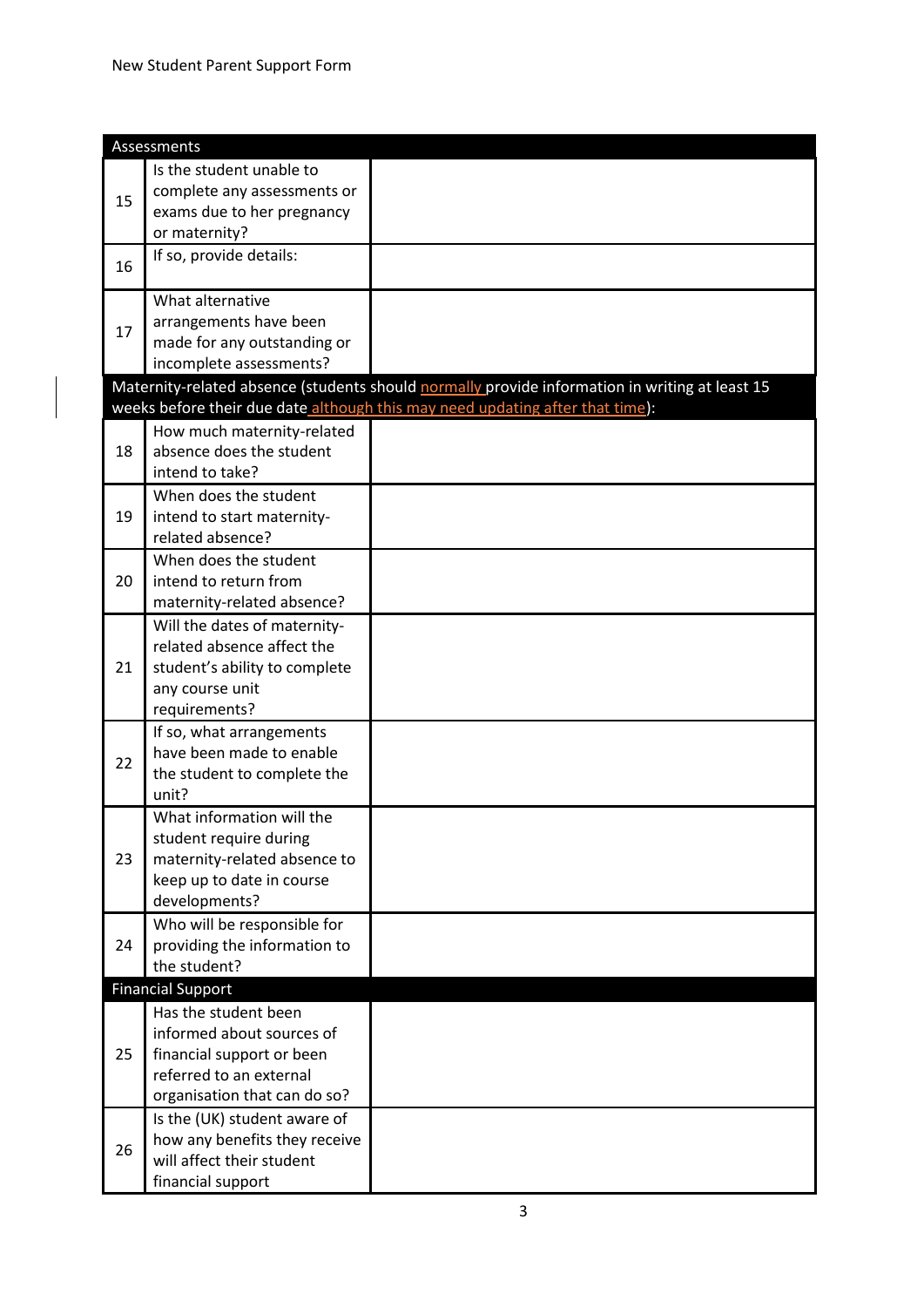| Assessments | | |
|---|---|---|
| 15 | Is the student unable to complete any assessments or exams due to her pregnancy or maternity? | |
| 16 | If so, provide details: | |
| 17 | What alternative arrangements have been made for any outstanding or incomplete assessments? | |
| Maternity-related absence (students should normally provide information in writing at least 15 weeks before their due date although this may need updating after that time): | | |
| 18 | How much maternity-related absence does the student intend to take? | |
| 19 | When does the student intend to start maternity-related absence? | |
| 20 | When does the student intend to return from maternity-related absence? | |
| 21 | Will the dates of maternity-related absence affect the student's ability to complete any course unit requirements? | |
| 22 | If so, what arrangements have been made to enable the student to complete the unit? | |
| 23 | What information will the student require during maternity-related absence to keep up to date in course developments? | |
| 24 | Who will be responsible for providing the information to the student? | |
| Financial Support | | |
| 25 | Has the student been informed about sources of financial support or been referred to an external organisation that can do so? | |
| 26 | Is the (UK) student aware of how any benefits they receive will affect their student financial support | |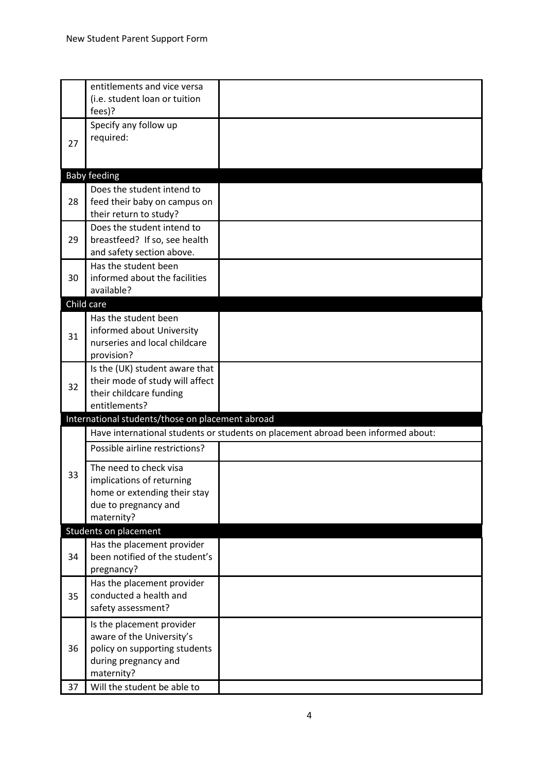| | | |
|---|---|---|
| | entitlements and vice versa (i.e. student loan or tuition fees)? | |
| 27 | Specify any follow up required: | |
| **Baby feeding** | | |
| 28 | Does the student intend to feed their baby on campus on their return to study? | |
| 29 | Does the student intend to breastfeed? If so, see health and safety section above. | |
| 30 | Has the student been informed about the facilities available? | |
| **Child care** | | |
| 31 | Has the student been informed about University nurseries and local childcare provision? | |
| 32 | Is the (UK) student aware that their mode of study will affect their childcare funding entitlements? | |
| **International students/those on placement abroad** | | |
| 33 | Have international students or students on placement abroad been informed about: | |
| | Possible airline restrictions? | |
| | The need to check visa implications of returning home or extending their stay due to pregnancy and maternity? | |
| **Students on placement** | | |
| 34 | Has the placement provider been notified of the student's pregnancy? | |
| 35 | Has the placement provider conducted a health and safety assessment? | |
| 36 | Is the placement provider aware of the University's policy on supporting students during pregnancy and maternity? | |
| 37 | Will the student be able to | |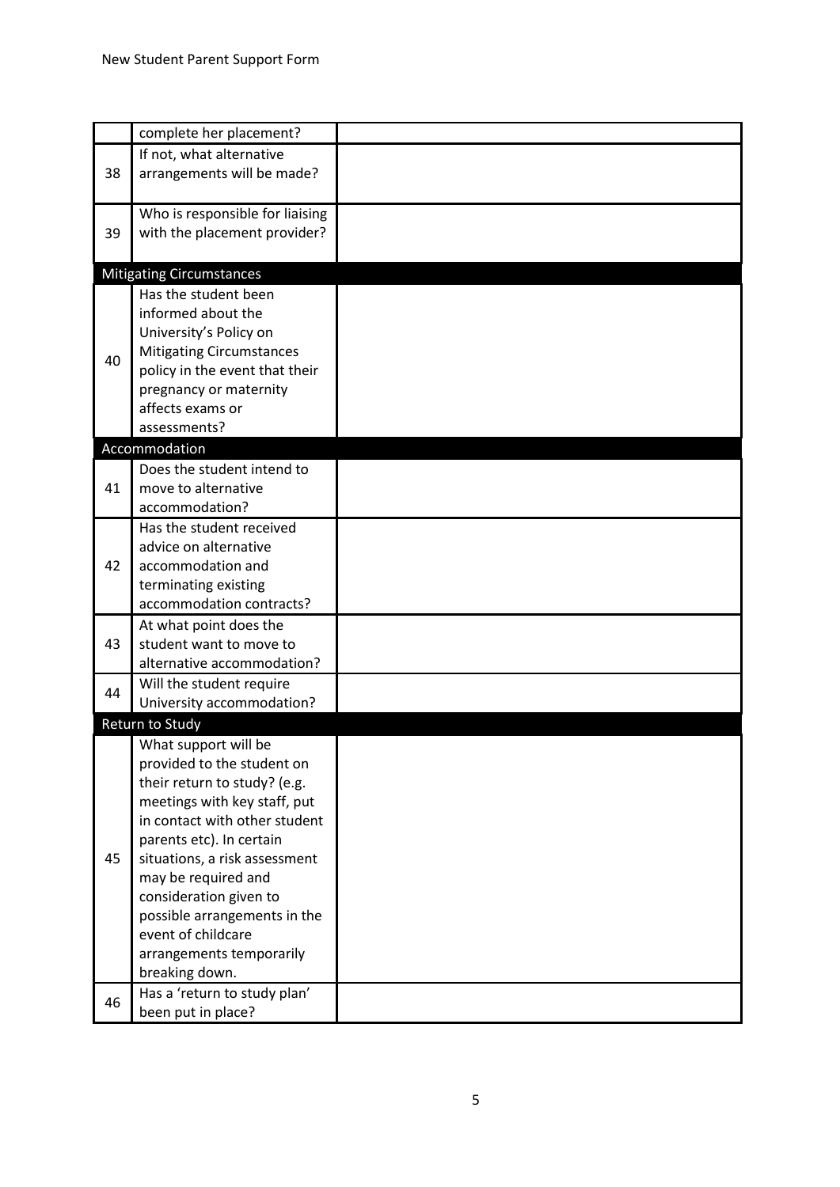| | | |
|---|---|---|
| | complete her placement? | |
| 38 | If not, what alternative arrangements will be made? | |
| 39 | Who is responsible for liaising with the placement provider? | |
| **Mitigating Circumstances** | | |
| 40 | Has the student been informed about the University's Policy on Mitigating Circumstances policy in the event that their pregnancy or maternity affects exams or assessments? | |
| **Accommodation** | | |
| 41 | Does the student intend to move to alternative accommodation? | |
| 42 | Has the student received advice on alternative accommodation and terminating existing accommodation contracts? | |
| 43 | At what point does the student want to move to alternative accommodation? | |
| 44 | Will the student require University accommodation? | |
| **Return to Study** | | |
| 45 | What support will be provided to the student on their return to study? (e.g. meetings with key staff, put in contact with other student parents etc). In certain situations, a risk assessment may be required and consideration given to possible arrangements in the event of childcare arrangements temporarily breaking down. | |
| 46 | Has a 'return to study plan' been put in place? | |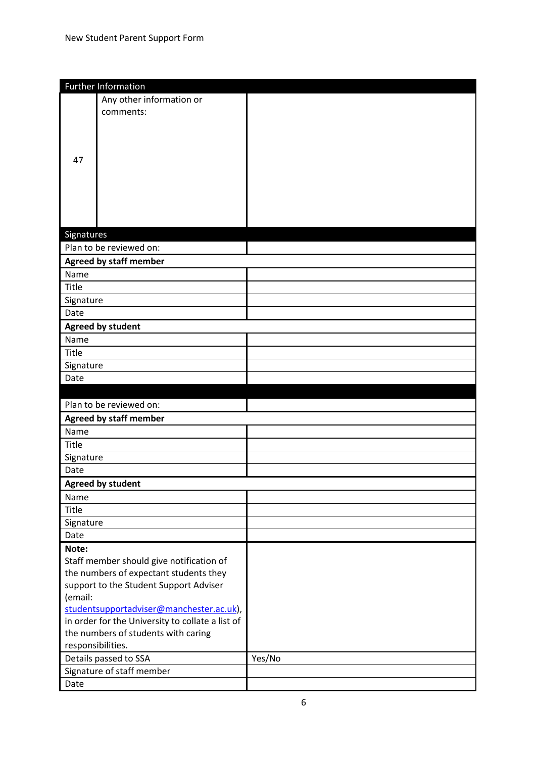| Further Information | | |
|---|---|---|
| 47 | Any other information or comments: | |

| Signatures | |
|---|---|
| Plan to be reviewed on: | |
| **Agreed by staff member** | |
| Name | |
| Title | |
| Signature | |
| Date | |
| **Agreed by student** | |
| Name | |
| Title | |
| Signature | |
| Date | |
| | |
| Plan to be reviewed on: | |
| **Agreed by staff member** | |
| Name | |
| Title | |
| Signature | |
| Date | |
| **Agreed by student** | |
| Name | |
| Title | |
| Signature | |
| Date | |
| **Note:** Staff member should give notification of the numbers of expectant students they support to the Student Support Adviser (email: studentsupportadviser@manchester.ac.uk), in order for the University to collate a list of the numbers of students with caring responsibilities. | |
| Details passed to SSA | Yes/No |
| Signature of staff member | |
| Date | |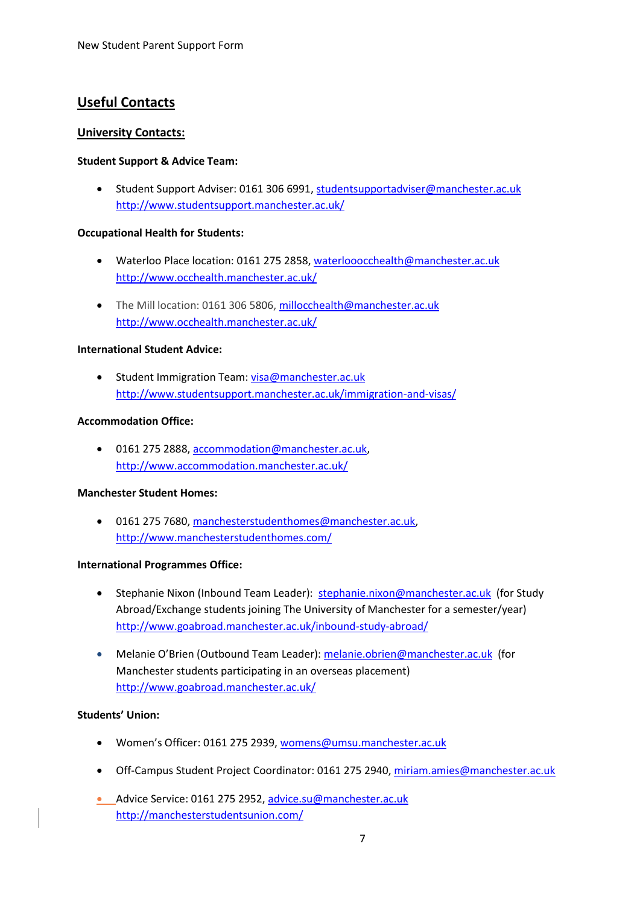## Useful Contacts

### University Contacts:

**Student Support & Advice Team:**

- Student Support Adviser: 0161 306 6991, studentsupportadviser@manchester.ac.uk http://www.studentsupport.manchester.ac.uk/

**Occupational Health for Students:**

- Waterloo Place location: 0161 275 2858, waterlooocchealth@manchester.ac.uk http://www.occhealth.manchester.ac.uk/
- The Mill location: 0161 306 5806, millocchealth@manchester.ac.uk http://www.occhealth.manchester.ac.uk/

**International Student Advice:**

- Student Immigration Team: visa@manchester.ac.uk http://www.studentsupport.manchester.ac.uk/immigration-and-visas/

**Accommodation Office:**

- 0161 275 2888, accommodation@manchester.ac.uk, http://www.accommodation.manchester.ac.uk/

**Manchester Student Homes:**

- 0161 275 7680, manchesterstudenthomes@manchester.ac.uk, http://www.manchesterstudenthomes.com/

**International Programmes Office:**

- Stephanie Nixon (Inbound Team Leader): stephanie.nixon@manchester.ac.uk (for Study Abroad/Exchange students joining The University of Manchester for a semester/year) http://www.goabroad.manchester.ac.uk/inbound-study-abroad/
- Melanie O'Brien (Outbound Team Leader): melanie.obrien@manchester.ac.uk (for Manchester students participating in an overseas placement) http://www.goabroad.manchester.ac.uk/

**Students' Union:**

- Women's Officer: 0161 275 2939, womens@umsu.manchester.ac.uk
- Off-Campus Student Project Coordinator: 0161 275 2940, miriam.amies@manchester.ac.uk
- Advice Service: 0161 275 2952, advice.su@manchester.ac.uk http://manchesterstudentsunion.com/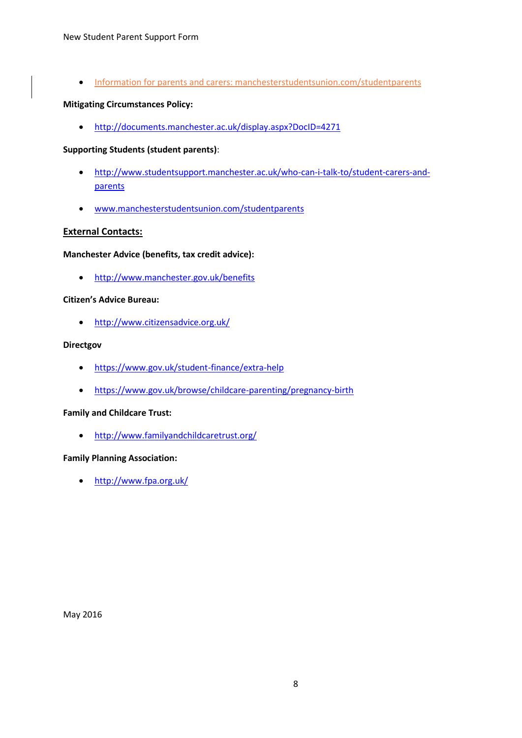- Information for parents and carers: manchesterstudentsunion.com/studentparents

**Mitigating Circumstances Policy:**

- http://documents.manchester.ac.uk/display.aspx?DocID=4271

**Supporting Students (student parents)**:

- http://www.studentsupport.manchester.ac.uk/who-can-i-talk-to/student-carers-and-parents
- www.manchesterstudentsunion.com/studentparents

## External Contacts:

**Manchester Advice (benefits, tax credit advice):**

- http://www.manchester.gov.uk/benefits

**Citizen's Advice Bureau:**

- http://www.citizensadvice.org.uk/

**Directgov**

- https://www.gov.uk/student-finance/extra-help
- https://www.gov.uk/browse/childcare-parenting/pregnancy-birth

**Family and Childcare Trust:**

- http://www.familyandchildcaretrust.org/

**Family Planning Association:**

- http://www.fpa.org.uk/

May 2016